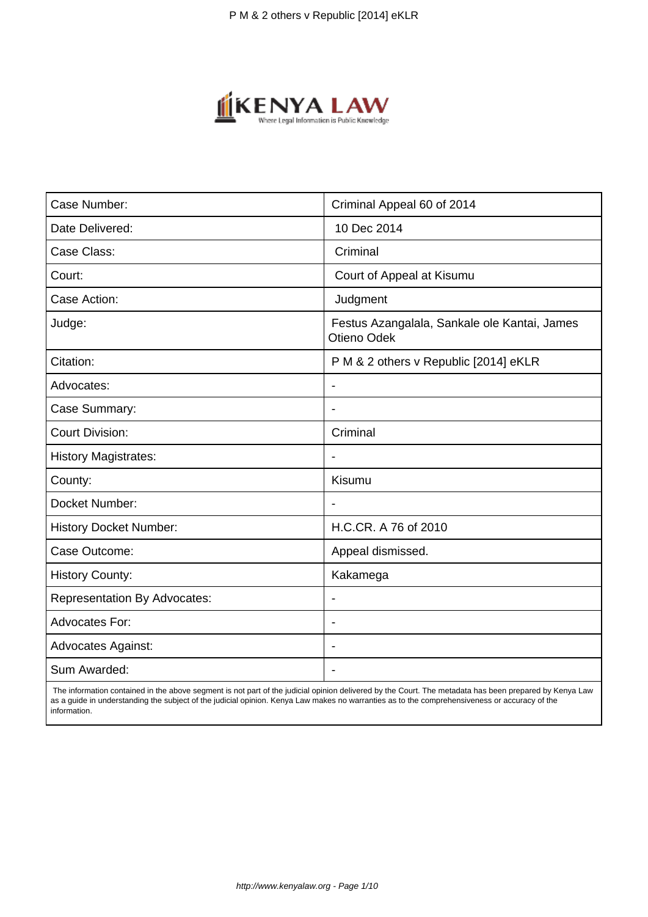| Case Number: | Criminal Appeal 60 of 2014 |
| --- | --- |
| Date Delivered: | 10 Dec 2014 |
| Case Class: | Criminal |
| Court: | Court of Appeal at Kisumu |
| Case Action: | Judgment |
| Judge: | Festus Azangalala, Sankale ole Kantai, James Otieno Odek |
| Citation: | P M & 2 others v Republic [2014] eKLR |
| Advocates: | - |
| Case Summary: | - |
| Court Division: | Criminal |
| History Magistrates: | - |
| County: | Kisumu |
| Docket Number: | - |
| History Docket Number: | H.C.CR. A 76 of 2010 |
| Case Outcome: | Appeal dismissed. |
| History County: | Kakamega |
| Representation By Advocates: | - |
| Advocates For: | - |
| Advocates Against: | - |
| Sum Awarded: | - |

The information contained in the above segment is not part of the judicial opinion delivered by the Court. The metadata has been prepared by Kenya Law as a guide in understanding the subject of the judicial opinion. Kenya Law makes no warranties as to the comprehensiveness or accuracy of the information.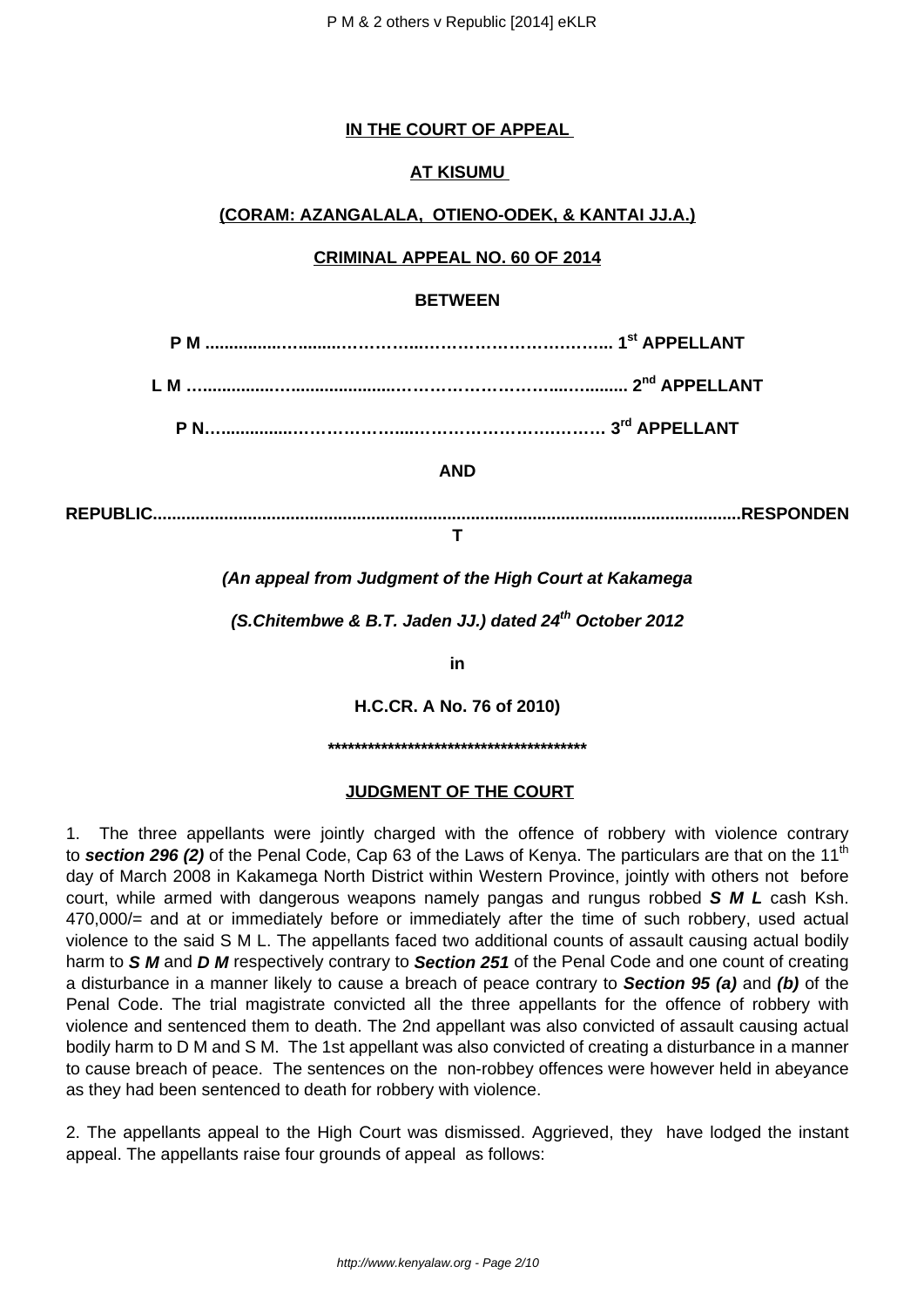**IN THE COURT OF APPEAL**

**AT KISUMU**

**(CORAM: AZANGALALA, OTIENO-ODEK, & KANTAI JJ.A.)**

**CRIMINAL APPEAL NO. 60 OF 2014**

**BETWEEN**

**P M ................................……….…………………………….... 1st APPELLANT**

**L M …...............…....................…………………….…..…......... 2nd APPELLANT**

**P N…..............………………...……………………….…… 3rd APPELLANT**

**AND**

**REPUBLIC...........................................................................................................................RESPONDENT**

***(An appeal from Judgment of the High Court at Kakamega***

***(S.Chitembwe & B.T. Jaden JJ.) dated 24th October 2012***

**in**

**H.C.CR. A No. 76 of 2010)**

**\*\*\*\*\*\*\*\*\*\*\*\*\*\*\*\*\*\*\*\*\*\*\*\*\*\*\*\*\*\*\*\*\*\*\*\*\*\*\*\***

**JUDGMENT OF THE COURT**

1. The three appellants were jointly charged with the offence of robbery with violence contrary to ***section 296 (2)*** of the Penal Code, Cap 63 of the Laws of Kenya. The particulars are that on the 11th day of March 2008 in Kakamega North District within Western Province, jointly with others not before court, while armed with dangerous weapons namely pangas and rungus robbed ***S M L*** cash Ksh. 470,000/= and at or immediately before or immediately after the time of such robbery, used actual violence to the said S M L. The appellants faced two additional counts of assault causing actual bodily harm to ***S M*** and ***D M*** respectively contrary to ***Section 251*** of the Penal Code and one count of creating a disturbance in a manner likely to cause a breach of peace contrary to ***Section 95 (a)*** and ***(b)*** of the Penal Code. The trial magistrate convicted all the three appellants for the offence of robbery with violence and sentenced them to death. The 2nd appellant was also convicted of assault causing actual bodily harm to D M and S M. The 1st appellant was also convicted of creating a disturbance in a manner to cause breach of peace. The sentences on the non-robbey offences were however held in abeyance as they had been sentenced to death for robbery with violence.

2. The appellants appeal to the High Court was dismissed. Aggrieved, they have lodged the instant appeal. The appellants raise four grounds of appeal as follows: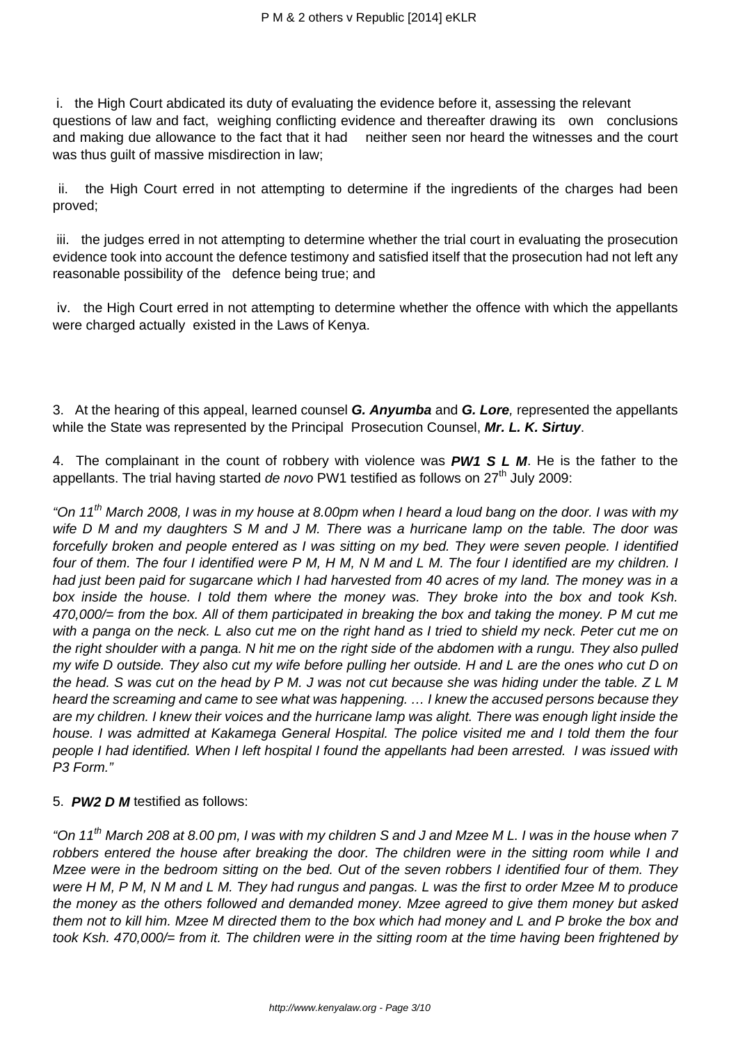i. the High Court abdicated its duty of evaluating the evidence before it, assessing the relevant questions of law and fact, weighing conflicting evidence and thereafter drawing its own conclusions and making due allowance to the fact that it had neither seen nor heard the witnesses and the court was thus guilt of massive misdirection in law;

ii. the High Court erred in not attempting to determine if the ingredients of the charges had been proved;

iii. the judges erred in not attempting to determine whether the trial court in evaluating the prosecution evidence took into account the defence testimony and satisfied itself that the prosecution had not left any reasonable possibility of the defence being true; and

iv. the High Court erred in not attempting to determine whether the offence with which the appellants were charged actually existed in the Laws of Kenya.

3. At the hearing of this appeal, learned counsel ***G. Anyumba*** and ***G. Lore***, represented the appellants while the State was represented by the Principal Prosecution Counsel, ***Mr. L. K. Sirtuy***.

4. The complainant in the count of robbery with violence was ***PW1 S L M***. He is the father to the appellants. The trial having started *de novo* PW1 testified as follows on 27th July 2009:

*"On 11th March 2008, I was in my house at 8.00pm when I heard a loud bang on the door. I was with my wife D M and my daughters S M and J M. There was a hurricane lamp on the table. The door was forcefully broken and people entered as I was sitting on my bed. They were seven people. I identified four of them. The four I identified were P M, H M, N M and L M. The four I identified are my children. I had just been paid for sugarcane which I had harvested from 40 acres of my land. The money was in a box inside the house. I told them where the money was. They broke into the box and took Ksh. 470,000/= from the box. All of them participated in breaking the box and taking the money. P M cut me with a panga on the neck. L also cut me on the right hand as I tried to shield my neck. Peter cut me on the right shoulder with a panga. N hit me on the right side of the abdomen with a rungu. They also pulled my wife D outside. They also cut my wife before pulling her outside. H and L are the ones who cut D on the head. S was cut on the head by P M. J was not cut because she was hiding under the table. Z L M heard the screaming and came to see what was happening. … I knew the accused persons because they are my children. I knew their voices and the hurricane lamp was alight. There was enough light inside the house. I was admitted at Kakamega General Hospital. The police visited me and I told them the four people I had identified. When I left hospital I found the appellants had been arrested. I was issued with P3 Form."*

5. ***PW2 D M*** testified as follows:

*"On 11th March 208 at 8.00 pm, I was with my children S and J and Mzee M L. I was in the house when 7 robbers entered the house after breaking the door. The children were in the sitting room while I and Mzee were in the bedroom sitting on the bed. Out of the seven robbers I identified four of them. They were H M, P M, N M and L M. They had rungus and pangas. L was the first to order Mzee M to produce the money as the others followed and demanded money. Mzee agreed to give them money but asked them not to kill him. Mzee M directed them to the box which had money and L and P broke the box and took Ksh. 470,000/= from it. The children were in the sitting room at the time having been frightened by*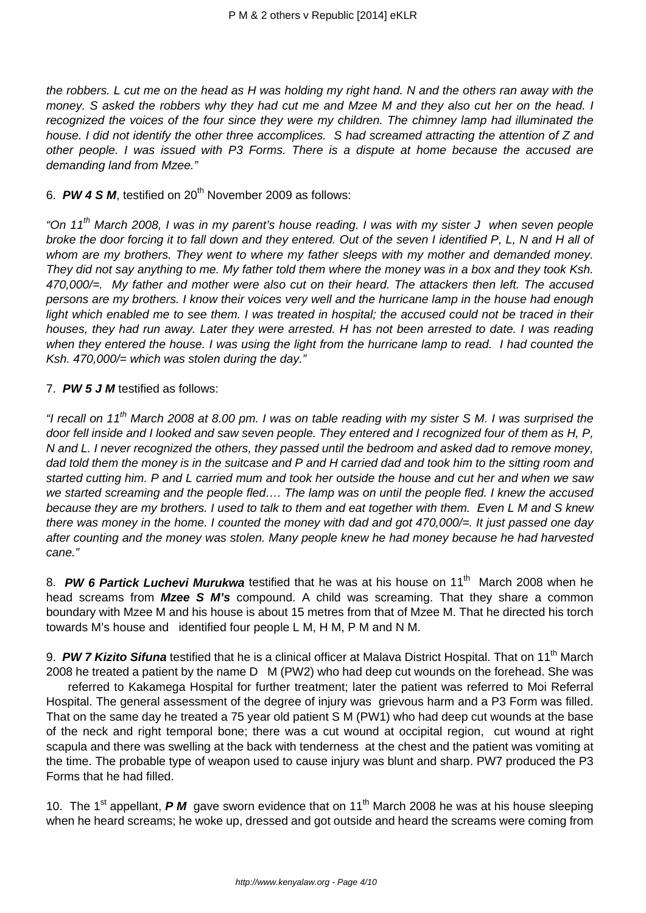*the robbers. L cut me on the head as H was holding my right hand. N and the others ran away with the money. S asked the robbers why they had cut me and Mzee M and they also cut her on the head. I recognized the voices of the four since they were my children. The chimney lamp had illuminated the house. I did not identify the other three accomplices. S had screamed attracting the attention of Z and other people. I was issued with P3 Forms. There is a dispute at home because the accused are demanding land from Mzee."*

6. ***PW 4 S M***, testified on 20th November 2009 as follows:

*"On 11th March 2008, I was in my parent's house reading. I was with my sister J when seven people broke the door forcing it to fall down and they entered. Out of the seven I identified P, L, N and H all of whom are my brothers. They went to where my father sleeps with my mother and demanded money. They did not say anything to me. My father told them where the money was in a box and they took Ksh. 470,000/=. My father and mother were also cut on their heard. The attackers then left. The accused persons are my brothers. I know their voices very well and the hurricane lamp in the house had enough light which enabled me to see them. I was treated in hospital; the accused could not be traced in their houses, they had run away. Later they were arrested. H has not been arrested to date. I was reading when they entered the house. I was using the light from the hurricane lamp to read. I had counted the Ksh. 470,000/= which was stolen during the day."*

7. ***PW 5 J M*** testified as follows:

*"I recall on 11th March 2008 at 8.00 pm. I was on table reading with my sister S M. I was surprised the door fell inside and I looked and saw seven people. They entered and I recognized four of them as H, P, N and L. I never recognized the others, they passed until the bedroom and asked dad to remove money, dad told them the money is in the suitcase and P and H carried dad and took him to the sitting room and started cutting him. P and L carried mum and took her outside the house and cut her and when we saw we started screaming and the people fled…. The lamp was on until the people fled. I knew the accused because they are my brothers. I used to talk to them and eat together with them. Even L M and S knew there was money in the home. I counted the money with dad and got 470,000/=. It just passed one day after counting and the money was stolen. Many people knew he had money because he had harvested cane."*

8. ***PW 6 Partick Luchevi Murukwa*** testified that he was at his house on 11th March 2008 when he head screams from ***Mzee S M's*** compound. A child was screaming. That they share a common boundary with Mzee M and his house is about 15 metres from that of Mzee M. That he directed his torch towards M's house and identified four people L M, H M, P M and N M.

9. ***PW 7 Kizito Sifuna*** testified that he is a clinical officer at Malava District Hospital. That on 11th March 2008 he treated a patient by the name D M (PW2) who had deep cut wounds on the forehead. She was referred to Kakamega Hospital for further treatment; later the patient was referred to Moi Referral Hospital. The general assessment of the degree of injury was grievous harm and a P3 Form was filled. That on the same day he treated a 75 year old patient S M (PW1) who had deep cut wounds at the base of the neck and right temporal bone; there was a cut wound at occipital region, cut wound at right scapula and there was swelling at the back with tenderness at the chest and the patient was vomiting at the time. The probable type of weapon used to cause injury was blunt and sharp. PW7 produced the P3 Forms that he had filled.

10. The 1st appellant, ***P M*** gave sworn evidence that on 11th March 2008 he was at his house sleeping when he heard screams; he woke up, dressed and got outside and heard the screams were coming from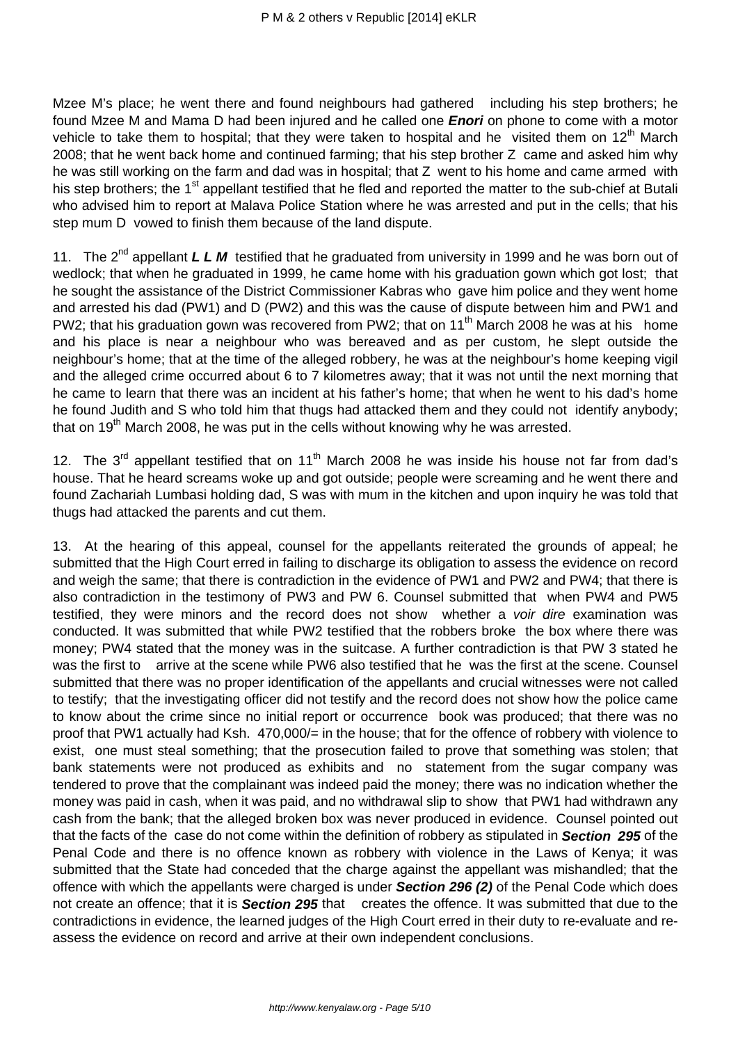Mzee M's place; he went there and found neighbours had gathered including his step brothers; he found Mzee M and Mama D had been injured and he called one ***Enori*** on phone to come with a motor vehicle to take them to hospital; that they were taken to hospital and he visited them on 12th March 2008; that he went back home and continued farming; that his step brother Z came and asked him why he was still working on the farm and dad was in hospital; that Z went to his home and came armed with his step brothers; the 1st appellant testified that he fled and reported the matter to the sub-chief at Butali who advised him to report at Malava Police Station where he was arrested and put in the cells; that his step mum D vowed to finish them because of the land dispute.

11. The 2nd appellant ***L L M*** testified that he graduated from university in 1999 and he was born out of wedlock; that when he graduated in 1999, he came home with his graduation gown which got lost; that he sought the assistance of the District Commissioner Kabras who gave him police and they went home and arrested his dad (PW1) and D (PW2) and this was the cause of dispute between him and PW1 and PW2; that his graduation gown was recovered from PW2; that on 11th March 2008 he was at his home and his place is near a neighbour who was bereaved and as per custom, he slept outside the neighbour's home; that at the time of the alleged robbery, he was at the neighbour's home keeping vigil and the alleged crime occurred about 6 to 7 kilometres away; that it was not until the next morning that he came to learn that there was an incident at his father's home; that when he went to his dad's home he found Judith and S who told him that thugs had attacked them and they could not identify anybody; that on 19th March 2008, he was put in the cells without knowing why he was arrested.

12. The 3rd appellant testified that on 11th March 2008 he was inside his house not far from dad's house. That he heard screams woke up and got outside; people were screaming and he went there and found Zachariah Lumbasi holding dad, S was with mum in the kitchen and upon inquiry he was told that thugs had attacked the parents and cut them.

13. At the hearing of this appeal, counsel for the appellants reiterated the grounds of appeal; he submitted that the High Court erred in failing to discharge its obligation to assess the evidence on record and weigh the same; that there is contradiction in the evidence of PW1 and PW2 and PW4; that there is also contradiction in the testimony of PW3 and PW 6. Counsel submitted that when PW4 and PW5 testified, they were minors and the record does not show whether a *voir dire* examination was conducted. It was submitted that while PW2 testified that the robbers broke the box where there was money; PW4 stated that the money was in the suitcase. A further contradiction is that PW 3 stated he was the first to arrive at the scene while PW6 also testified that he was the first at the scene. Counsel submitted that there was no proper identification of the appellants and crucial witnesses were not called to testify; that the investigating officer did not testify and the record does not show how the police came to know about the crime since no initial report or occurrence book was produced; that there was no proof that PW1 actually had Ksh. 470,000/= in the house; that for the offence of robbery with violence to exist, one must steal something; that the prosecution failed to prove that something was stolen; that bank statements were not produced as exhibits and no statement from the sugar company was tendered to prove that the complainant was indeed paid the money; there was no indication whether the money was paid in cash, when it was paid, and no withdrawal slip to show that PW1 had withdrawn any cash from the bank; that the alleged broken box was never produced in evidence. Counsel pointed out that the facts of the case do not come within the definition of robbery as stipulated in ***Section 295*** of the Penal Code and there is no offence known as robbery with violence in the Laws of Kenya; it was submitted that the State had conceded that the charge against the appellant was mishandled; that the offence with which the appellants were charged is under ***Section 296 (2)*** of the Penal Code which does not create an offence; that it is ***Section 295*** that creates the offence. It was submitted that due to the contradictions in evidence, the learned judges of the High Court erred in their duty to re-evaluate and re-assess the evidence on record and arrive at their own independent conclusions.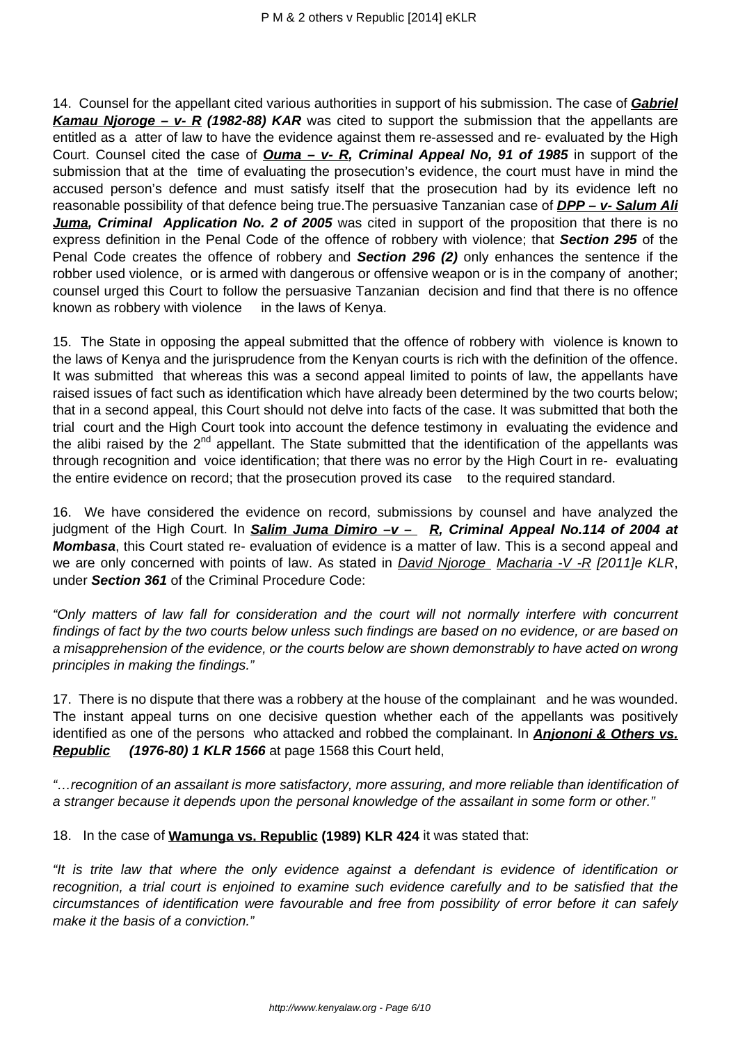14. Counsel for the appellant cited various authorities in support of his submission. The case of **Gabriel Kamau Njoroge – v- R (1982-88) KAR** was cited to support the submission that the appellants are entitled as a atter of law to have the evidence against them re-assessed and re- evaluated by the High Court. Counsel cited the case of **Ouma – v- R, Criminal Appeal No, 91 of 1985** in support of the submission that at the time of evaluating the prosecution's evidence, the court must have in mind the accused person's defence and must satisfy itself that the prosecution had by its evidence left no reasonable possibility of that defence being true.The persuasive Tanzanian case of **DPP – v- Salum Ali Juma, Criminal Application No. 2 of 2005** was cited in support of the proposition that there is no express definition in the Penal Code of the offence of robbery with violence; that **Section 295** of the Penal Code creates the offence of robbery and **Section 296 (2)** only enhances the sentence if the robber used violence, or is armed with dangerous or offensive weapon or is in the company of another; counsel urged this Court to follow the persuasive Tanzanian decision and find that there is no offence known as robbery with violence in the laws of Kenya.

15. The State in opposing the appeal submitted that the offence of robbery with violence is known to the laws of Kenya and the jurisprudence from the Kenyan courts is rich with the definition of the offence. It was submitted that whereas this was a second appeal limited to points of law, the appellants have raised issues of fact such as identification which have already been determined by the two courts below; that in a second appeal, this Court should not delve into facts of the case. It was submitted that both the trial court and the High Court took into account the defence testimony in evaluating the evidence and the alibi raised by the 2nd appellant. The State submitted that the identification of the appellants was through recognition and voice identification; that there was no error by the High Court in re- evaluating the entire evidence on record; that the prosecution proved its case to the required standard.

16. We have considered the evidence on record, submissions by counsel and have analyzed the judgment of the High Court. In **Salim Juma Dimiro –v – R, Criminal Appeal No.114 of 2004 at Mombasa**, this Court stated re- evaluation of evidence is a matter of law. This is a second appeal and we are only concerned with points of law. As stated in David Njoroge Macharia -V -R *[2011]e KLR*, under **Section 361** of the Criminal Procedure Code:

*"Only matters of law fall for consideration and the court will not normally interfere with concurrent findings of fact by the two courts below unless such findings are based on no evidence, or are based on a misapprehension of the evidence, or the courts below are shown demonstrably to have acted on wrong principles in making the findings."*

17. There is no dispute that there was a robbery at the house of the complainant and he was wounded. The instant appeal turns on one decisive question whether each of the appellants was positively identified as one of the persons who attacked and robbed the complainant. In **Anjononi & Others vs. Republic (1976-80) 1 KLR 1566** at page 1568 this Court held,

*"…recognition of an assailant is more satisfactory, more assuring, and more reliable than identification of a stranger because it depends upon the personal knowledge of the assailant in some form or other."*

18. In the case of **Wamunga vs. Republic (1989) KLR 424** it was stated that:

*"It is trite law that where the only evidence against a defendant is evidence of identification or recognition, a trial court is enjoined to examine such evidence carefully and to be satisfied that the circumstances of identification were favourable and free from possibility of error before it can safely make it the basis of a conviction."*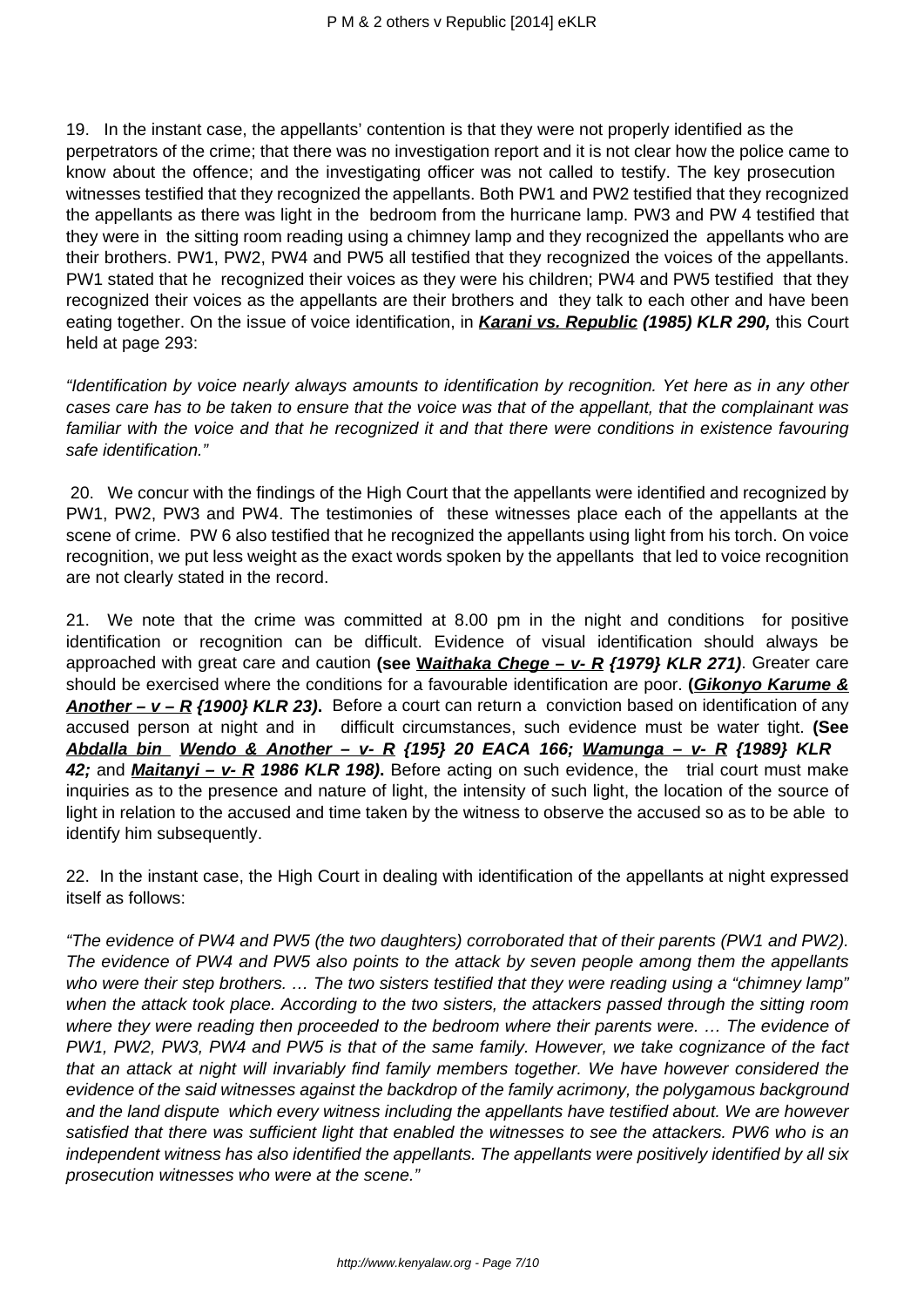19. In the instant case, the appellants' contention is that they were not properly identified as the perpetrators of the crime; that there was no investigation report and it is not clear how the police came to know about the offence; and the investigating officer was not called to testify. The key prosecution witnesses testified that they recognized the appellants. Both PW1 and PW2 testified that they recognized the appellants as there was light in the bedroom from the hurricane lamp. PW3 and PW 4 testified that they were in the sitting room reading using a chimney lamp and they recognized the appellants who are their brothers. PW1, PW2, PW4 and PW5 all testified that they recognized the voices of the appellants. PW1 stated that he recognized their voices as they were his children; PW4 and PW5 testified that they recognized their voices as the appellants are their brothers and they talk to each other and have been eating together. On the issue of voice identification, in ***Karani vs. Republic* (1985) KLR 290,** this Court held at page 293:

*"Identification by voice nearly always amounts to identification by recognition. Yet here as in any other cases care has to be taken to ensure that the voice was that of the appellant, that the complainant was familiar with the voice and that he recognized it and that there were conditions in existence favouring safe identification."*

20. We concur with the findings of the High Court that the appellants were identified and recognized by PW1, PW2, PW3 and PW4. The testimonies of these witnesses place each of the appellants at the scene of crime. PW 6 also testified that he recognized the appellants using light from his torch. On voice recognition, we put less weight as the exact words spoken by the appellants that led to voice recognition are not clearly stated in the record.

21. We note that the crime was committed at 8.00 pm in the night and conditions for positive identification or recognition can be difficult. Evidence of visual identification should always be approached with great care and caution **(see *Waithaka Chege – v- R {1979} KLR 271*)**. Greater care should be exercised where the conditions for a favourable identification are poor. **(*Gikonyo Karume & Another – v – R {1900} KLR 23*).** Before a court can return a conviction based on identification of any accused person at night and in difficult circumstances, such evidence must be water tight. **(See *Abdalla bin Wendo & Another – v- R {195} 20 EACA 166; Wamunga – v- R {1989} KLR 42;* and *Maitanyi – v- R* 1986 KLR 198).** Before acting on such evidence, the trial court must make inquiries as to the presence and nature of light, the intensity of such light, the location of the source of light in relation to the accused and time taken by the witness to observe the accused so as to be able to identify him subsequently.

22. In the instant case, the High Court in dealing with identification of the appellants at night expressed itself as follows:

*"The evidence of PW4 and PW5 (the two daughters) corroborated that of their parents (PW1 and PW2). The evidence of PW4 and PW5 also points to the attack by seven people among them the appellants who were their step brothers. … The two sisters testified that they were reading using a "chimney lamp" when the attack took place. According to the two sisters, the attackers passed through the sitting room where they were reading then proceeded to the bedroom where their parents were. … The evidence of PW1, PW2, PW3, PW4 and PW5 is that of the same family. However, we take cognizance of the fact that an attack at night will invariably find family members together. We have however considered the evidence of the said witnesses against the backdrop of the family acrimony, the polygamous background and the land dispute which every witness including the appellants have testified about. We are however satisfied that there was sufficient light that enabled the witnesses to see the attackers. PW6 who is an independent witness has also identified the appellants. The appellants were positively identified by all six prosecution witnesses who were at the scene."*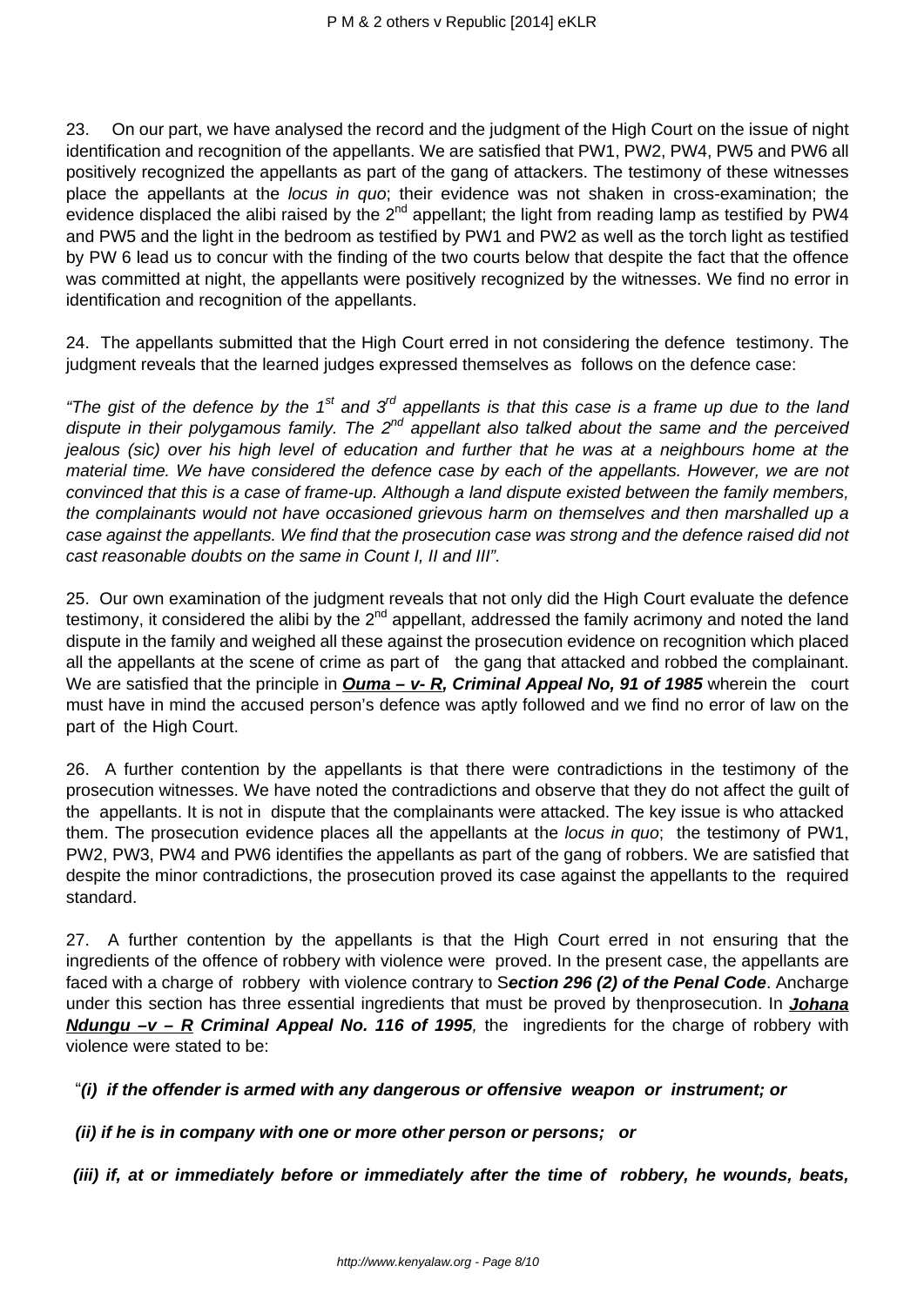23. On our part, we have analysed the record and the judgment of the High Court on the issue of night identification and recognition of the appellants. We are satisfied that PW1, PW2, PW4, PW5 and PW6 all positively recognized the appellants as part of the gang of attackers. The testimony of these witnesses place the appellants at the *locus in quo*; their evidence was not shaken in cross-examination; the evidence displaced the alibi raised by the 2nd appellant; the light from reading lamp as testified by PW4 and PW5 and the light in the bedroom as testified by PW1 and PW2 as well as the torch light as testified by PW 6 lead us to concur with the finding of the two courts below that despite the fact that the offence was committed at night, the appellants were positively recognized by the witnesses. We find no error in identification and recognition of the appellants.

24. The appellants submitted that the High Court erred in not considering the defence testimony. The judgment reveals that the learned judges expressed themselves as follows on the defence case:

*"The gist of the defence by the 1st and 3rd appellants is that this case is a frame up due to the land dispute in their polygamous family. The 2nd appellant also talked about the same and the perceived jealous (sic) over his high level of education and further that he was at a neighbours home at the material time. We have considered the defence case by each of the appellants. However, we are not convinced that this is a case of frame-up. Although a land dispute existed between the family members, the complainants would not have occasioned grievous harm on themselves and then marshalled up a case against the appellants. We find that the prosecution case was strong and the defence raised did not cast reasonable doubts on the same in Count I, II and III".*

25. Our own examination of the judgment reveals that not only did the High Court evaluate the defence testimony, it considered the alibi by the 2nd appellant, addressed the family acrimony and noted the land dispute in the family and weighed all these against the prosecution evidence on recognition which placed all the appellants at the scene of crime as part of the gang that attacked and robbed the complainant. We are satisfied that the principle in ***Ouma – v- R*, Criminal Appeal No, 91 of 1985** wherein the court must have in mind the accused person's defence was aptly followed and we find no error of law on the part of the High Court.

26. A further contention by the appellants is that there were contradictions in the testimony of the prosecution witnesses. We have noted the contradictions and observe that they do not affect the guilt of the appellants. It is not in dispute that the complainants were attacked. The key issue is who attacked them. The prosecution evidence places all the appellants at the *locus in quo*; the testimony of PW1, PW2, PW3, PW4 and PW6 identifies the appellants as part of the gang of robbers. We are satisfied that despite the minor contradictions, the prosecution proved its case against the appellants to the required standard.

27. A further contention by the appellants is that the High Court erred in not ensuring that the ingredients of the offence of robbery with violence were proved. In the present case, the appellants are faced with a charge of robbery with violence contrary to S***ection 296 (2) of the Penal Code***. Ancharge under this section has three essential ingredients that must be proved by thenprosecution. In ***Johana Ndungu –v – R* Criminal Appeal No. 116 of 1995**, the ingredients for the charge of robbery with violence were stated to be:

"***(i) if the offender is armed with any dangerous or offensive weapon or instrument; or***

***(ii) if he is in company with one or more other person or persons; or***

***(iii) if, at or immediately before or immediately after the time of robbery, he wounds, beats,***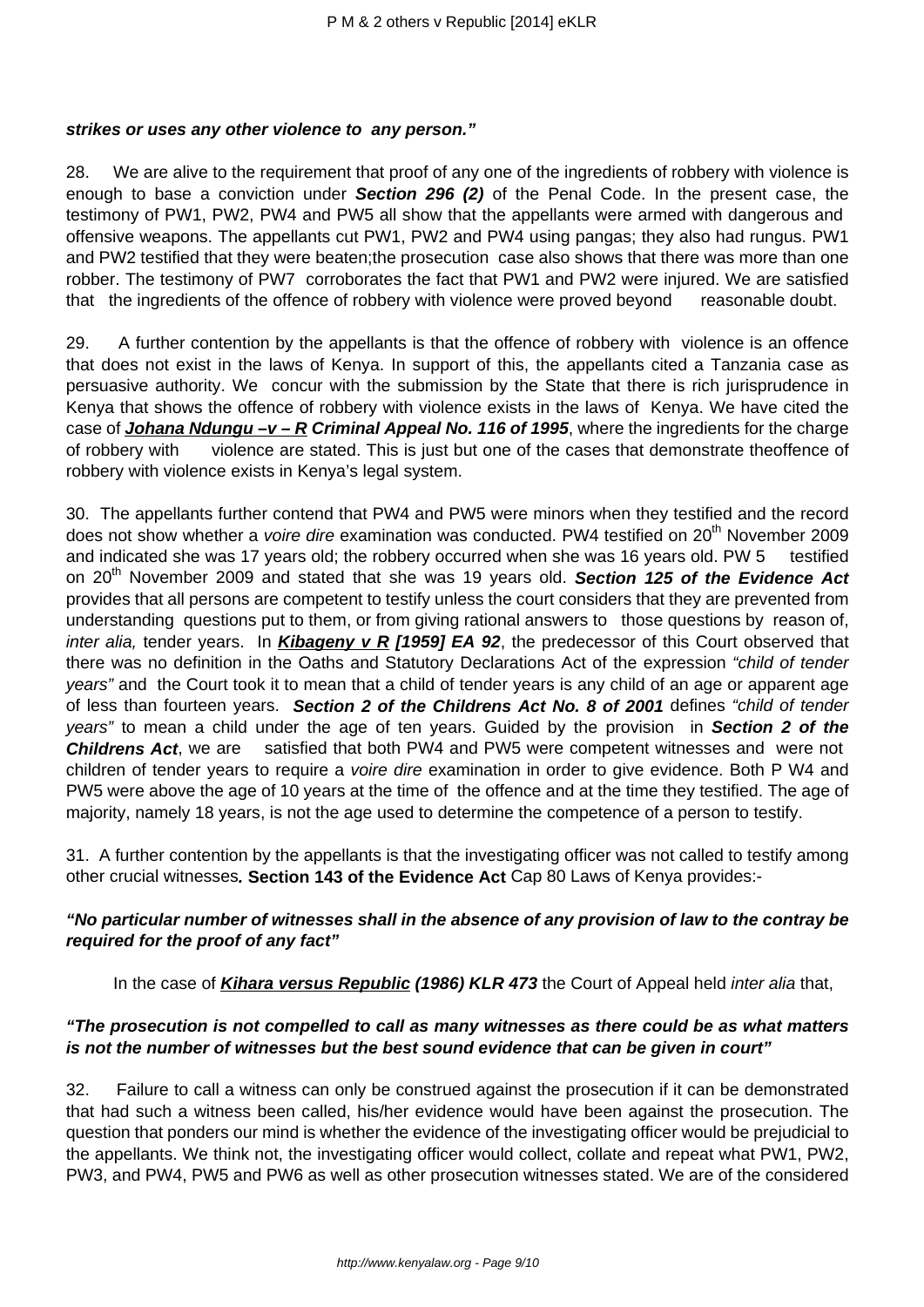***strikes or uses any other violence to any person."***

28. We are alive to the requirement that proof of any one of the ingredients of robbery with violence is enough to base a conviction under ***Section 296 (2)*** of the Penal Code. In the present case, the testimony of PW1, PW2, PW4 and PW5 all show that the appellants were armed with dangerous and offensive weapons. The appellants cut PW1, PW2 and PW4 using pangas; they also had rungus. PW1 and PW2 testified that they were beaten;the prosecution case also shows that there was more than one robber. The testimony of PW7 corroborates the fact that PW1 and PW2 were injured. We are satisfied that the ingredients of the offence of robbery with violence were proved beyond reasonable doubt.

29. A further contention by the appellants is that the offence of robbery with violence is an offence that does not exist in the laws of Kenya. In support of this, the appellants cited a Tanzania case as persuasive authority. We concur with the submission by the State that there is rich jurisprudence in Kenya that shows the offence of robbery with violence exists in the laws of Kenya. We have cited the case of ***Johana Ndungu –v – R Criminal Appeal No. 116 of 1995***, where the ingredients for the charge of robbery with violence are stated. This is just but one of the cases that demonstrate theoffence of robbery with violence exists in Kenya's legal system.

30. The appellants further contend that PW4 and PW5 were minors when they testified and the record does not show whether a *voire dire* examination was conducted. PW4 testified on 20th November 2009 and indicated she was 17 years old; the robbery occurred when she was 16 years old. PW 5 testified on 20th November 2009 and stated that she was 19 years old. ***Section 125 of the Evidence Act*** provides that all persons are competent to testify unless the court considers that they are prevented from understanding questions put to them, or from giving rational answers to those questions by reason of, *inter alia,* tender years. In ***Kibageny v R [1959] EA 92***, the predecessor of this Court observed that there was no definition in the Oaths and Statutory Declarations Act of the expression *"child of tender years"* and the Court took it to mean that a child of tender years is any child of an age or apparent age of less than fourteen years. ***Section 2 of the Childrens Act No. 8 of 2001*** defines *"child of tender years"* to mean a child under the age of ten years. Guided by the provision in ***Section 2 of the Childrens Act***, we are satisfied that both PW4 and PW5 were competent witnesses and were not children of tender years to require a *voire dire* examination in order to give evidence. Both P W4 and PW5 were above the age of 10 years at the time of the offence and at the time they testified. The age of majority, namely 18 years, is not the age used to determine the competence of a person to testify.

31. A further contention by the appellants is that the investigating officer was not called to testify among other crucial witnesses**. Section 143 of the Evidence Act** Cap 80 Laws of Kenya provides:-

***"No particular number of witnesses shall in the absence of any provision of law to the contrary be required for the proof of any fact"***

In the case of ***Kihara versus Republic (1986) KLR 473*** the Court of Appeal held *inter alia* that,

***"The prosecution is not compelled to call as many witnesses as there could be as what matters is not the number of witnesses but the best sound evidence that can be given in court"***

32. Failure to call a witness can only be construed against the prosecution if it can be demonstrated that had such a witness been called, his/her evidence would have been against the prosecution. The question that ponders our mind is whether the evidence of the investigating officer would be prejudicial to the appellants. We think not, the investigating officer would collect, collate and repeat what PW1, PW2, PW3, and PW4, PW5 and PW6 as well as other prosecution witnesses stated. We are of the considered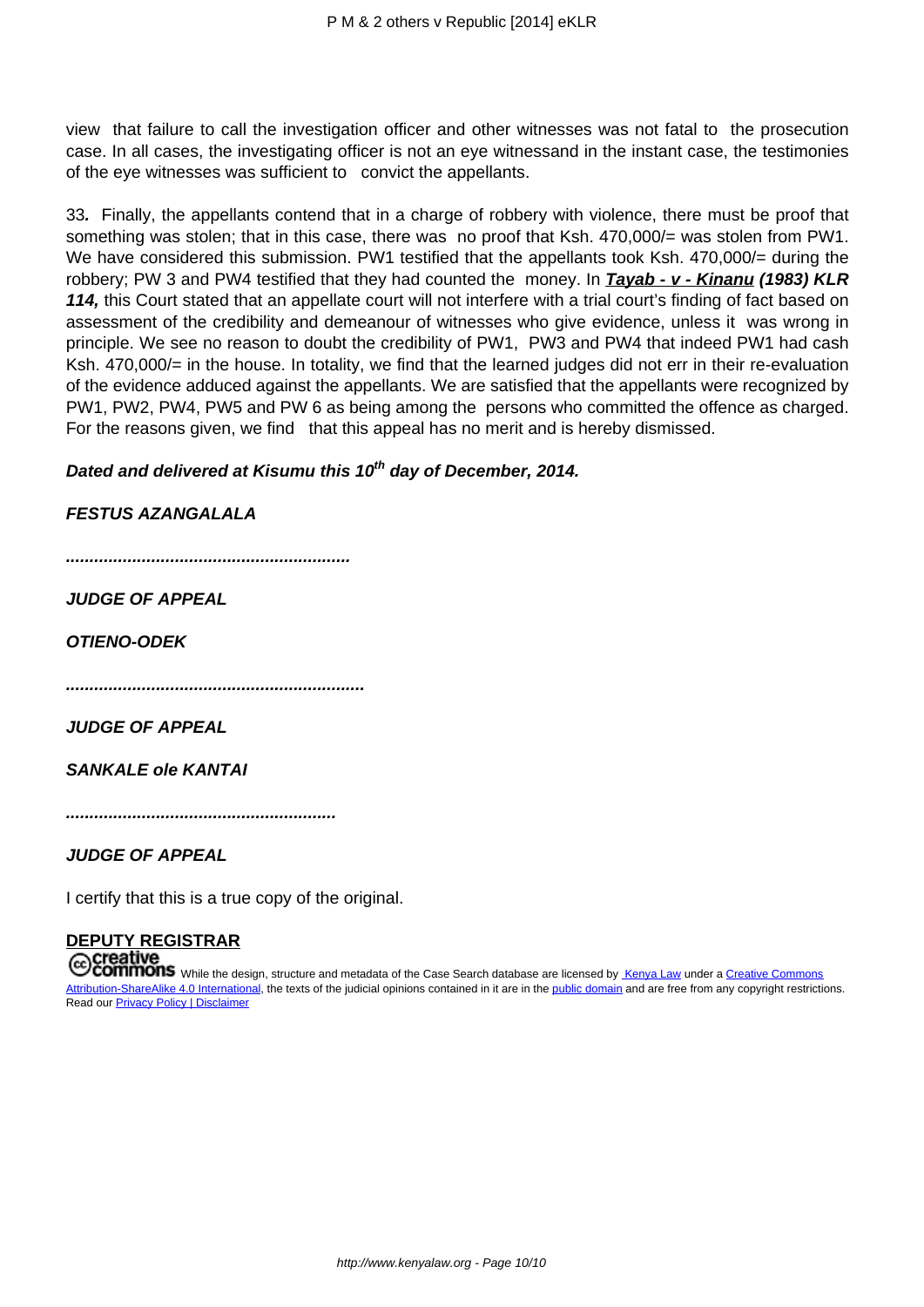view that failure to call the investigation officer and other witnesses was not fatal to the prosecution case. In all cases, the investigating officer is not an eye witnessand in the instant case, the testimonies of the eye witnesses was sufficient to convict the appellants.

33**.** Finally, the appellants contend that in a charge of robbery with violence, there must be proof that something was stolen; that in this case, there was no proof that Ksh. 470,000/= was stolen from PW1. We have considered this submission. PW1 testified that the appellants took Ksh. 470,000/= during the robbery; PW 3 and PW4 testified that they had counted the money. In ***Tayab - v - Kinanu* (1983) KLR 114,** this Court stated that an appellate court will not interfere with a trial court's finding of fact based on assessment of the credibility and demeanour of witnesses who give evidence, unless it was wrong in principle. We see no reason to doubt the credibility of PW1, PW3 and PW4 that indeed PW1 had cash Ksh. 470,000/= in the house. In totality, we find that the learned judges did not err in their re-evaluation of the evidence adduced against the appellants. We are satisfied that the appellants were recognized by PW1, PW2, PW4, PW5 and PW 6 as being among the persons who committed the offence as charged. For the reasons given, we find that this appeal has no merit and is hereby dismissed.

***Dated and delivered at Kisumu this 10th day of December, 2014.***

***FESTUS AZANGALALA***

***.............................................................***

***JUDGE OF APPEAL***

***OTIENO-ODEK***

***...............................................................***

***JUDGE OF APPEAL***

***SANKALE ole KANTAI***

***..........................................................***

***JUDGE OF APPEAL***

I certify that this is a true copy of the original.

**DEPUTY REGISTRAR**

creative commons While the design, structure and metadata of the Case Search database are licensed by Kenya Law under a Creative Commons Attribution-ShareAlike 4.0 International, the texts of the judicial opinions contained in it are in the public domain and are free from any copyright restrictions. Read our Privacy Policy | Disclaimer